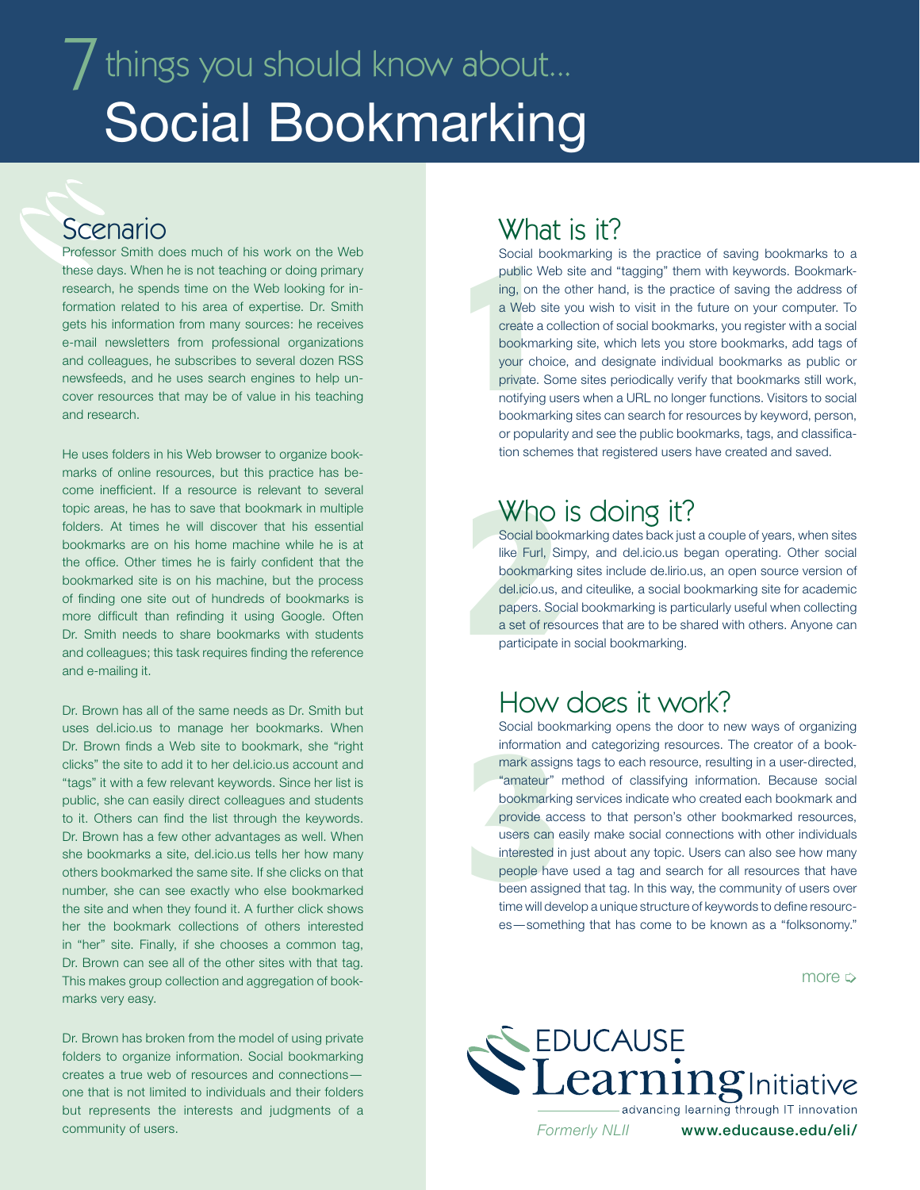# 7 things you should know about... Social Bookmarking

## Scenario

Professor Smith does much of his work on the Web these days. When he is not teaching or doing primary research, he spends time on the Web looking for information related to his area of expertise. Dr. Smith gets his information from many sources: he receives e-mail newsletters from professional organizations and colleagues, he subscribes to several dozen RSS newsfeeds, and he uses search engines to help uncover resources that may be of value in his teaching and research.

He uses folders in his Web browser to organize bookmarks of online resources, but this practice has become inefficient. If a resource is relevant to several topic areas, he has to save that bookmark in multiple folders. At times he will discover that his essential bookmarks are on his home machine while he is at the office. Other times he is fairly confident that the bookmarked site is on his machine, but the process of finding one site out of hundreds of bookmarks is more difficult than refinding it using Google. Often Dr. Smith needs to share bookmarks with students and colleagues; this task requires finding the reference and e-mailing it.

Dr. Brown has all of the same needs as Dr. Smith but uses del.icio.us to manage her bookmarks. When Dr. Brown finds a Web site to bookmark, she "right clicks" the site to add it to her del.icio.us account and "tags" it with a few relevant keywords. Since her list is public, she can easily direct colleagues and students to it. Others can find the list through the keywords. Dr. Brown has a few other advantages as well. When she bookmarks a site, del.icio.us tells her how many others bookmarked the same site. If she clicks on that number, she can see exactly who else bookmarked the site and when they found it. A further click shows her the bookmark collections of others interested in "her" site. Finally, if she chooses a common tag, Dr. Brown can see all of the other sites with that tag. This makes group collection and aggregation of bookmarks very easy.

Dr. Brown has broken from the model of using private folders to organize information. Social bookmarking creates a true web of resources and connections—one that is not limited to individuals and their folders but represents the interests and judgments of a community of users.

## 1 What is it?

Social bookmarking is the practice of saving bookmarks to a public Web site and "tagging" them with keywords. Bookmarking, on the other hand, is the practice of saving the address of a Web site you wish to visit in the future on your computer. To create a collection of social bookmarks, you register with a social bookmarking site, which lets you store bookmarks, add tags of your choice, and designate individual bookmarks as public or private. Some sites periodically verify that bookmarks still work, notifying users when a URL no longer functions. Visitors to social bookmarking sites can search for resources by keyword, person, or popularity and see the public bookmarks, tags, and classification schemes that registered users have created and saved.

## 2 Who is doing it?

Social bookmarking dates back just a couple of years, when sites like Furl, Simpy, and del.icio.us began operating. Other social bookmarking sites include de.lirio.us, an open source version of del.icio.us, and citeulike, a social bookmarking site for academic papers. Social bookmarking is particularly useful when collecting a set of resources that are to be shared with others. Anyone can participate in social bookmarking.

## 3 How does it work?

Social bookmarking opens the door to new ways of organizing information and categorizing resources. The creator of a bookmark assigns tags to each resource, resulting in a user-directed, "amateur" method of classifying information. Because social bookmarking services indicate who created each bookmark and provide access to that person's other bookmarked resources, users can easily make social connections with other individuals interested in just about any topic. Users can also see how many people have used a tag and search for all resources that have been assigned that tag. In this way, the community of users over time will develop a unique structure of keywords to define resources—something that has come to be known as a "folksonomy."

more ⇨

EDUCAUSE Learning Initiative
advancing learning through IT innovation

*Formerly NLII* **www.educause.edu/eli/**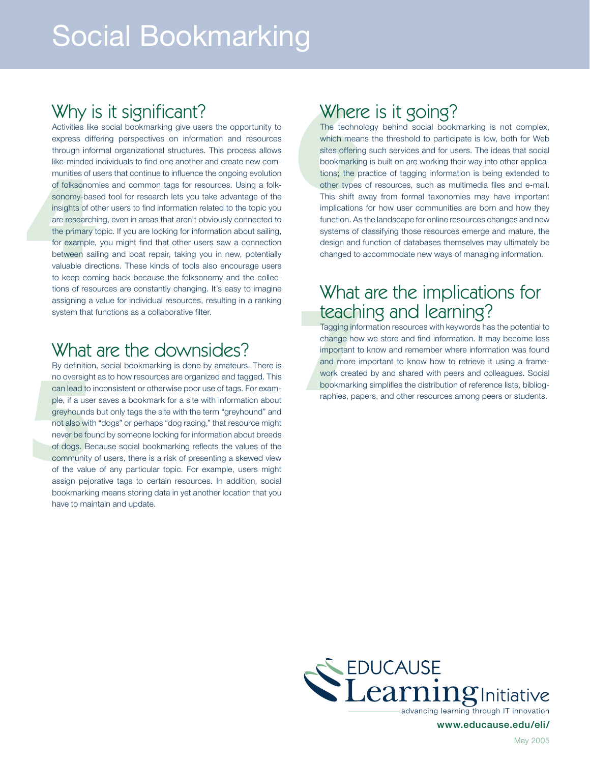# Social Bookmarking

## Why is it significant?

Activities like social bookmarking give users the opportunity to express differing perspectives on information and resources through informal organizational structures. This process allows like-minded individuals to find one another and create new communities of users that continue to influence the ongoing evolution of folksonomies and common tags for resources. Using a folksonomy-based tool for research lets you take advantage of the insights of other users to find information related to the topic you are researching, even in areas that aren't obviously connected to the primary topic. If you are looking for information about sailing, for example, you might find that other users saw a connection between sailing and boat repair, taking you in new, potentially valuable directions. These kinds of tools also encourage users to keep coming back because the folksonomy and the collections of resources are constantly changing. It's easy to imagine assigning a value for individual resources, resulting in a ranking system that functions as a collaborative filter.

## What are the downsides?

By definition, social bookmarking is done by amateurs. There is no oversight as to how resources are organized and tagged. This can lead to inconsistent or otherwise poor use of tags. For example, if a user saves a bookmark for a site with information about greyhounds but only tags the site with the term "greyhound" and not also with "dogs" or perhaps "dog racing," that resource might never be found by someone looking for information about breeds of dogs. Because social bookmarking reflects the values of the community of users, there is a risk of presenting a skewed view of the value of any particular topic. For example, users might assign pejorative tags to certain resources. In addition, social bookmarking means storing data in yet another location that you have to maintain and update.

## Where is it going?

The technology behind social bookmarking is not complex, which means the threshold to participate is low, both for Web sites offering such services and for users. The ideas that social bookmarking is built on are working their way into other applications; the practice of tagging information is being extended to other types of resources, such as multimedia files and e-mail. This shift away from formal taxonomies may have important implications for how user communities are born and how they function. As the landscape for online resources changes and new systems of classifying those resources emerge and mature, the design and function of databases themselves may ultimately be changed to accommodate new ways of managing information.

## What are the implications for teaching and learning?

Tagging information resources with keywords has the potential to change how we store and find information. It may become less important to know and remember where information was found and more important to know how to retrieve it using a framework created by and shared with peers and colleagues. Social bookmarking simplifies the distribution of reference lists, bibliographies, papers, and other resources among peers or students.

EDUCAUSE Learning Initiative

advancing learning through IT innovation

www.educause.edu/eli/

May 2005